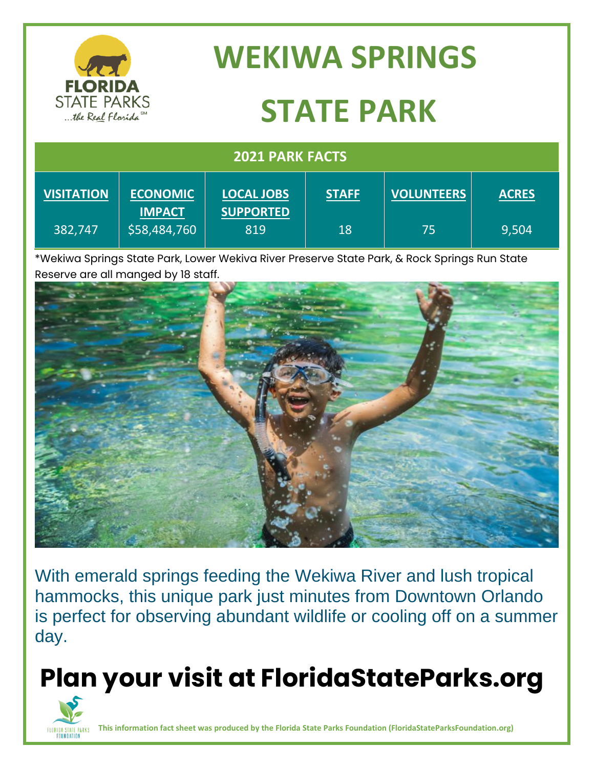# WEKIWA SPRINGS STATE PARK

## 2021 PARK FACTS

| VISITATION | ECONOMIC IMPACT | LOCAL JOBS SUPPORTED | STAFF | VOLUNTEERS | ACRES |
|---|---|---|---|---|---|
| 382,747 | $58,484,760 | 819 | 18 | 75 | 9,504 |

*Wekiwa Springs State Park, Lower Wekiva River Preserve State Park, & Rock Springs Run State Reserve are all manged by 18 staff.

With emerald springs feeding the Wekiwa River and lush tropical hammocks, this unique park just minutes from Downtown Orlando is perfect for observing abundant wildlife or cooling off on a summer day.

## Plan your visit at FloridaStateParks.org

**This information fact sheet was produced by the Florida State Parks Foundation (FloridaStateParksFoundation.org)**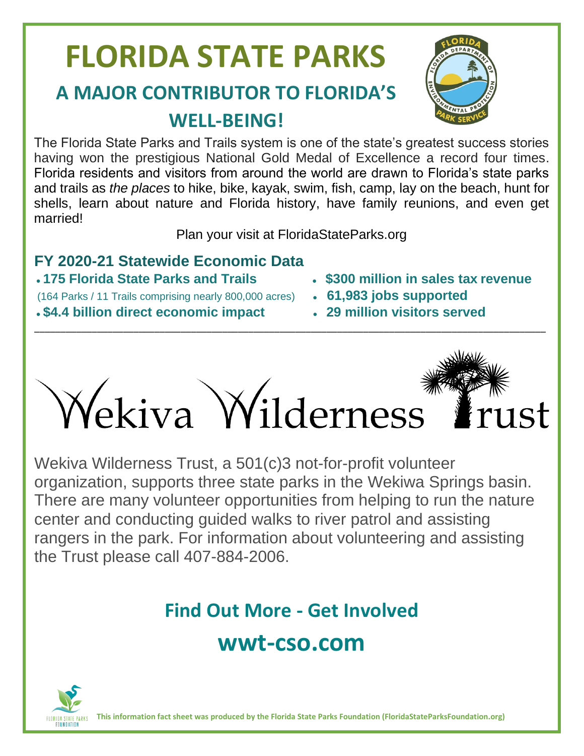# FLORIDA STATE PARKS

## A MAJOR CONTRIBUTOR TO FLORIDA'S WELL-BEING!

The Florida State Parks and Trails system is one of the state's greatest success stories having won the prestigious National Gold Medal of Excellence a record four times. Florida residents and visitors from around the world are drawn to Florida's state parks and trails as *the places* to hike, bike, kayak, swim, fish, camp, lay on the beach, hunt for shells, learn about nature and Florida history, have family reunions, and even get married!

Plan your visit at FloridaStateParks.org

### FY 2020-21 Statewide Economic Data

- **175 Florida State Parks and Trails**
  (164 Parks / 11 Trails comprising nearly 800,000 acres)
- **$4.4 billion direct economic impact**
- **$300 million in sales tax revenue**
- **61,983 jobs supported**
- **29 million visitors served**

---

# Wekiva Wilderness Trust

Wekiva Wilderness Trust, a 501(c)3 not-for-profit volunteer organization, supports three state parks in the Wekiwa Springs basin. There are many volunteer opportunities from helping to run the nature center and conducting guided walks to river patrol and assisting rangers in the park. For information about volunteering and assisting the Trust please call 407-884-2006.

## Find Out More - Get Involved

## wwt-cso.com

**This information fact sheet was produced by the Florida State Parks Foundation (FloridaStateParksFoundation.org)**